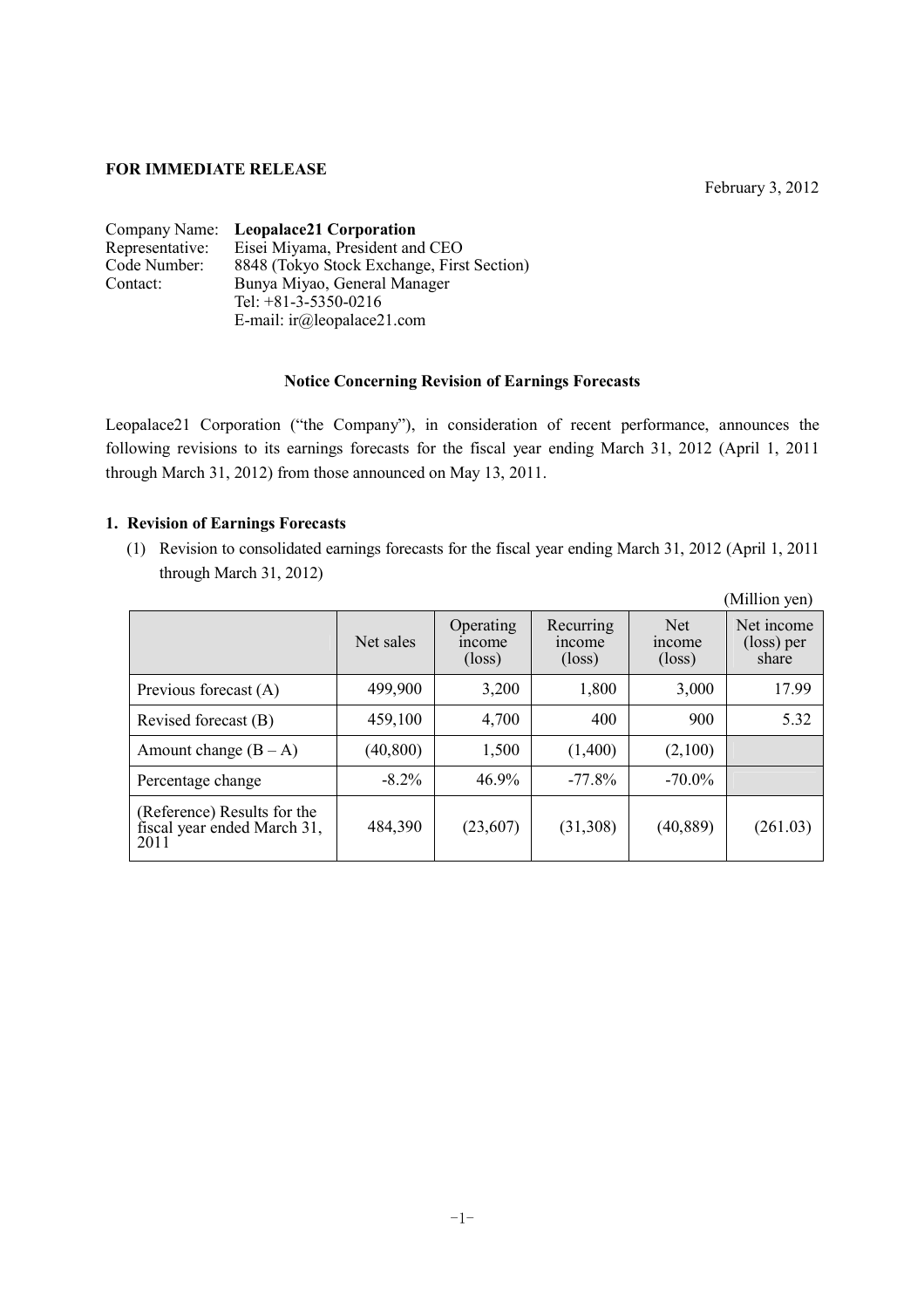**FOR IMMEDIATE RELEASE**

February 3, 2012

Company Name: **Leopalace21 Corporation**
Representative: Eisei Miyama, President and CEO
Code Number: 8848 (Tokyo Stock Exchange, First Section)
Contact: Bunya Miyao, General Manager
Tel: +81-3-5350-0216
E-mail: ir@leopalace21.com

**Notice Concerning Revision of Earnings Forecasts**

Leopalace21 Corporation ("the Company"), in consideration of recent performance, announces the following revisions to its earnings forecasts for the fiscal year ending March 31, 2012 (April 1, 2011 through March 31, 2012) from those announced on May 13, 2011.

**1. Revision of Earnings Forecasts**

(1) Revision to consolidated earnings forecasts for the fiscal year ending March 31, 2012 (April 1, 2011 through March 31, 2012)

(Million yen)

| | Net sales | Operating income (loss) | Recurring income (loss) | Net income (loss) | Net income (loss) per share |
|---|---|---|---|---|---|
| Previous forecast (A) | 499,900 | 3,200 | 1,800 | 3,000 | 17.99 |
| Revised forecast (B) | 459,100 | 4,700 | 400 | 900 | 5.32 |
| Amount change (B – A) | (40,800) | 1,500 | (1,400) | (2,100) | |
| Percentage change | -8.2% | 46.9% | -77.8% | -70.0% | |
| (Reference) Results for the fiscal year ended March 31, 2011 | 484,390 | (23,607) | (31,308) | (40,889) | (261.03) |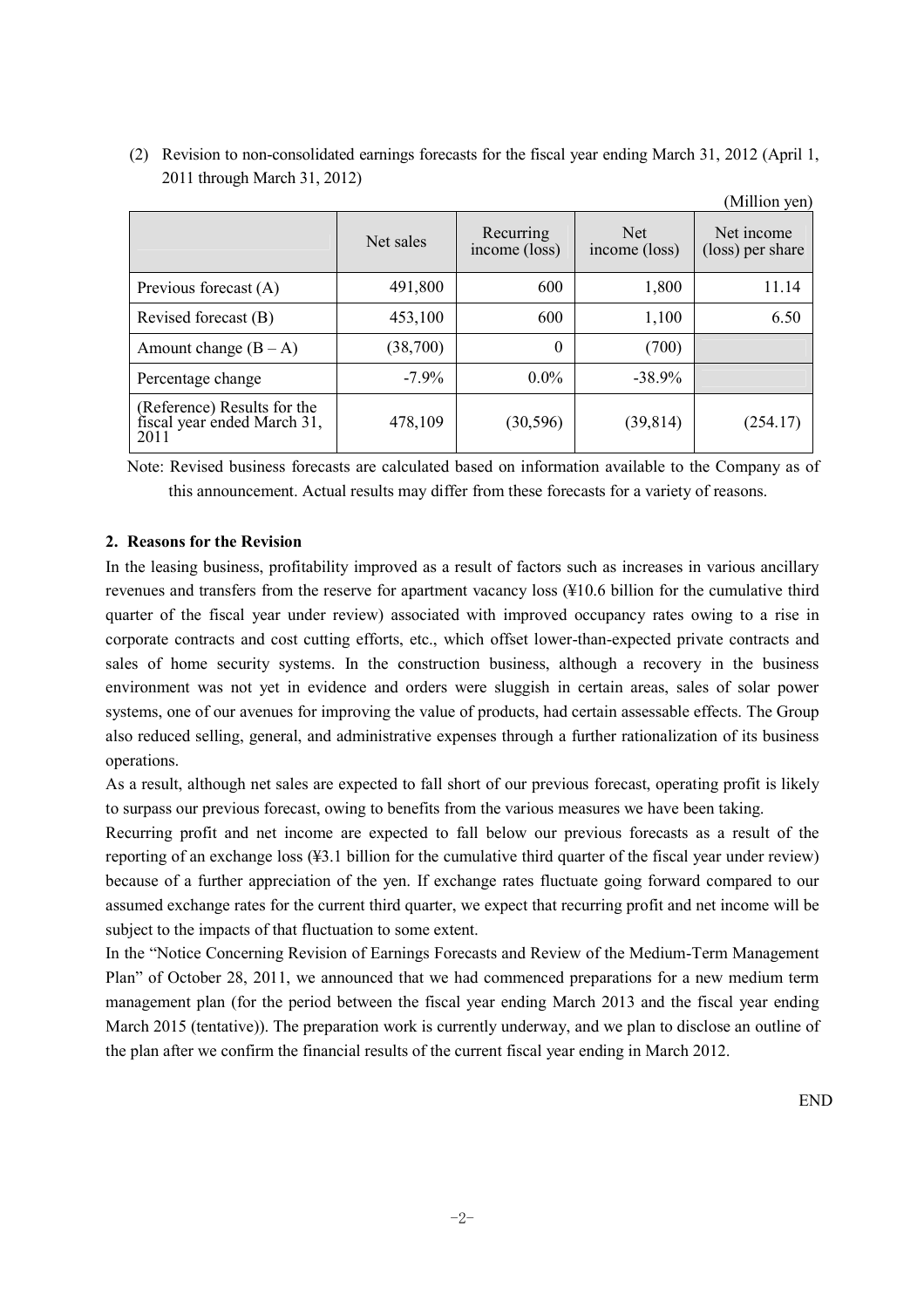(2) Revision to non-consolidated earnings forecasts for the fiscal year ending March 31, 2012 (April 1, 2011 through March 31, 2012)

(Million yen)

| | Net sales | Recurring income (loss) | Net income (loss) | Net income (loss) per share |
|---|---|---|---|---|
| Previous forecast (A) | 491,800 | 600 | 1,800 | 11.14 |
| Revised forecast (B) | 453,100 | 600 | 1,100 | 6.50 |
| Amount change (B – A) | (38,700) | 0 | (700) | |
| Percentage change | -7.9% | 0.0% | -38.9% | |
| (Reference) Results for the fiscal year ended March 31, 2011 | 478,109 | (30,596) | (39,814) | (254.17) |

Note: Revised business forecasts are calculated based on information available to the Company as of this announcement. Actual results may differ from these forecasts for a variety of reasons.

## 2. Reasons for the Revision

In the leasing business, profitability improved as a result of factors such as increases in various ancillary revenues and transfers from the reserve for apartment vacancy loss (¥10.6 billion for the cumulative third quarter of the fiscal year under review) associated with improved occupancy rates owing to a rise in corporate contracts and cost cutting efforts, etc., which offset lower-than-expected private contracts and sales of home security systems. In the construction business, although a recovery in the business environment was not yet in evidence and orders were sluggish in certain areas, sales of solar power systems, one of our avenues for improving the value of products, had certain assessable effects. The Group also reduced selling, general, and administrative expenses through a further rationalization of its business operations.

As a result, although net sales are expected to fall short of our previous forecast, operating profit is likely to surpass our previous forecast, owing to benefits from the various measures we have been taking.

Recurring profit and net income are expected to fall below our previous forecasts as a result of the reporting of an exchange loss (¥3.1 billion for the cumulative third quarter of the fiscal year under review) because of a further appreciation of the yen. If exchange rates fluctuate going forward compared to our assumed exchange rates for the current third quarter, we expect that recurring profit and net income will be subject to the impacts of that fluctuation to some extent.

In the "Notice Concerning Revision of Earnings Forecasts and Review of the Medium-Term Management Plan" of October 28, 2011, we announced that we had commenced preparations for a new medium term management plan (for the period between the fiscal year ending March 2013 and the fiscal year ending March 2015 (tentative)). The preparation work is currently underway, and we plan to disclose an outline of the plan after we confirm the financial results of the current fiscal year ending in March 2012.

END